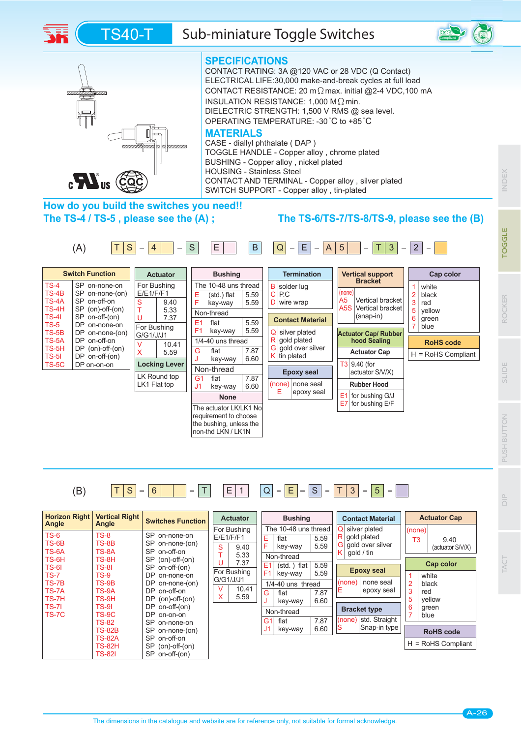# TS40-T Sub-miniature Toggle Switches

## SPECIFICATIONS

CONTACT RATING: 3A @120 VAC or 28 VDC (Q Contact)
ELECTRICAL LIFE:30,000 make-and-break cycles at full load
CONTACT RESISTANCE: 20 mΩmax. initial @2-4 VDC,100 mA
INSULATION RESISTANCE: 1,000 MΩmin.
DIELECTRIC STRENGTH: 1,500 V RMS @ sea level.
OPERATING TEMPERATURE: -30°C to +85°C

## MATERIALS

CASE - diallyl phthalate ( DAP )
TOGGLE HANDLE - Copper alloy , chrome plated
BUSHING - Copper alloy , nickel plated
HOUSING - Stainless Steel
CONTACT AND TERMINAL - Copper alloy , silver plated
SWITCH SUPPORT - Copper alloy , tin-plated

## How do you build the switches you need!!

**The TS-4 / TS-5 , please see the (A) ;**

**The TS-6/TS-7/TS-8/TS-9, please see the (B)**

(A) T S - 4 - S E B Q - E - A 5 - T 3 - 2 -

**Switch Function**

| Code | Function |
|---|---|
| TS-4 | SP on-none-on |
| TS-4B | SP on-none-(on) |
| TS-4A | SP on-off-on |
| TS-4H | SP (on)-off-(on) |
| TS-4I | SP on-off-(on) |
| TS-5 | DP on-none-on |
| TS-5B | DP on-none-(on) |
| TS-5A | DP on-off-on |
| TS-5H | DP (on)-off-(on) |
| TS-5I | DP on-off-(on) |
| TS-5C | DP on-on-on |

**Actuator**

| Code | Length |
|---|---|
| For Bushing E/E1/F/F1 | |
| S | 9.40 |
| T | 5.33 |
| U | 7.37 |
| For Bushing G/G1/J/J1 | |
| V | 10.41 |
| X | 5.59 |

**Locking Lever**

LK Round top
LK1 Flat top

**Bushing**

| Code | Type | Length |
|---|---|---|
| The 10-48 uns thread | | |
| E | (std.) flat | 5.59 |
| F | key-way | 5.59 |
| Non-thread | | |
| E1 | flat | 5.59 |
| F1 | key-way | 5.59 |
| 1/4-40 uns thread | | |
| G | flat | 7.87 |
| J | key-way | 6.60 |
| Non-thread | | |
| G1 | flat | 7.87 |
| J1 | key-way | 6.60 |

**None**

The actuator LK/LK1 No requirement to choose the bushing, unless the non-thd LKN / LK1N

**Termination**

B solder lug
C P.C
D wire wrap

**Contact Material**

Q silver plated
R gold plated
G gold over silver
K tin plated

**Epoxy seal**

(none) none seal
E epoxy seal

**Vertical support Bracket**

(none)
A5 Vertical bracket
A5S Vertical bracket (snap-in)

**Actuator Cap/ Rubber hood Sealing**

**Actuator Cap**

T3 9.40 (for actuator S/V/X)

**Rubber Hood**

E1 for bushing G/J
E7 for bushing E/F

**Cap color**

1 white
2 black
3 red
5 yellow
6 green
7 blue

**RoHS code**

H = RoHS Compliant

(B) T S - 6 - T E 1 Q - E - S - T 3 - 5 -

| Horizon Right Angle | Vertical Right Angle | Switches Function |
|---|---|---|
| TS-6 | TS-8 | SP on-none-on |
| TS-6B | TS-8B | SP on-none-(on) |
| TS-6A | TS-8A | SP on-off-on |
| TS-6H | TS-8H | SP (on)-off-(on) |
| TS-6I | TS-8I | SP on-off-(on) |
| TS-7 | TS-9 | DP on-none-on |
| TS-7B | TS-9B | DP on-none-(on) |
| TS-7A | TS-9A | DP on-off-on |
| TS-7H | TS-9H | DP (on)-off-(on) |
| TS-7I | TS-9I | DP on-off-(on) |
| TS-7C | TS-9C | DP on-on-on |
| | TS-82 | SP on-none-on |
| | TS-82B | SP on-none-(on) |
| | TS-82A | SP on-off-on |
| | TS-82H | SP (on)-off-(on) |
| | TS-82I | SP on-off-(on) |

**Actuator**

| Code | Length |
|---|---|
| For Bushing E/E1/F/F1 | |
| S | 9.40 |
| T | 5.33 |
| U | 7.37 |
| For Bushing G/G1/J/J1 | |
| V | 10.41 |
| X | 5.59 |

**Bushing**

| Code | Type | Length |
|---|---|---|
| The 10-48 uns thread | | |
| E | flat | 5.59 |
| F | key-way | 5.59 |
| Non-thread | | |
| E1 | (std. ) flat | 5.59 |
| F1 | key-way | 5.59 |
| 1/4-40 uns thread | | |
| G | flat | 7.87 |
| J | key-way | 6.60 |
| Non-thread | | |
| G1 | flat | 7.87 |
| J1 | key-way | 6.60 |

**Contact Material**

Q silver plated
R gold plated
G gold over silver
K gold / tin

**Epoxy seal**

(none) none seal
E epoxy seal

**Bracket type**

(none) std. Straight
S Snap-in type

**Actuator Cap**

(none)
T3 9.40 (actuator S/V/X)

**Cap color**

1 white
2 black
3 red
5 yellow
6 green
7 blue

**RoHS code**

H = RoHS Compliant

The dimensions in the catalogue and website are for reference only, not suitable for formal acknowledgement.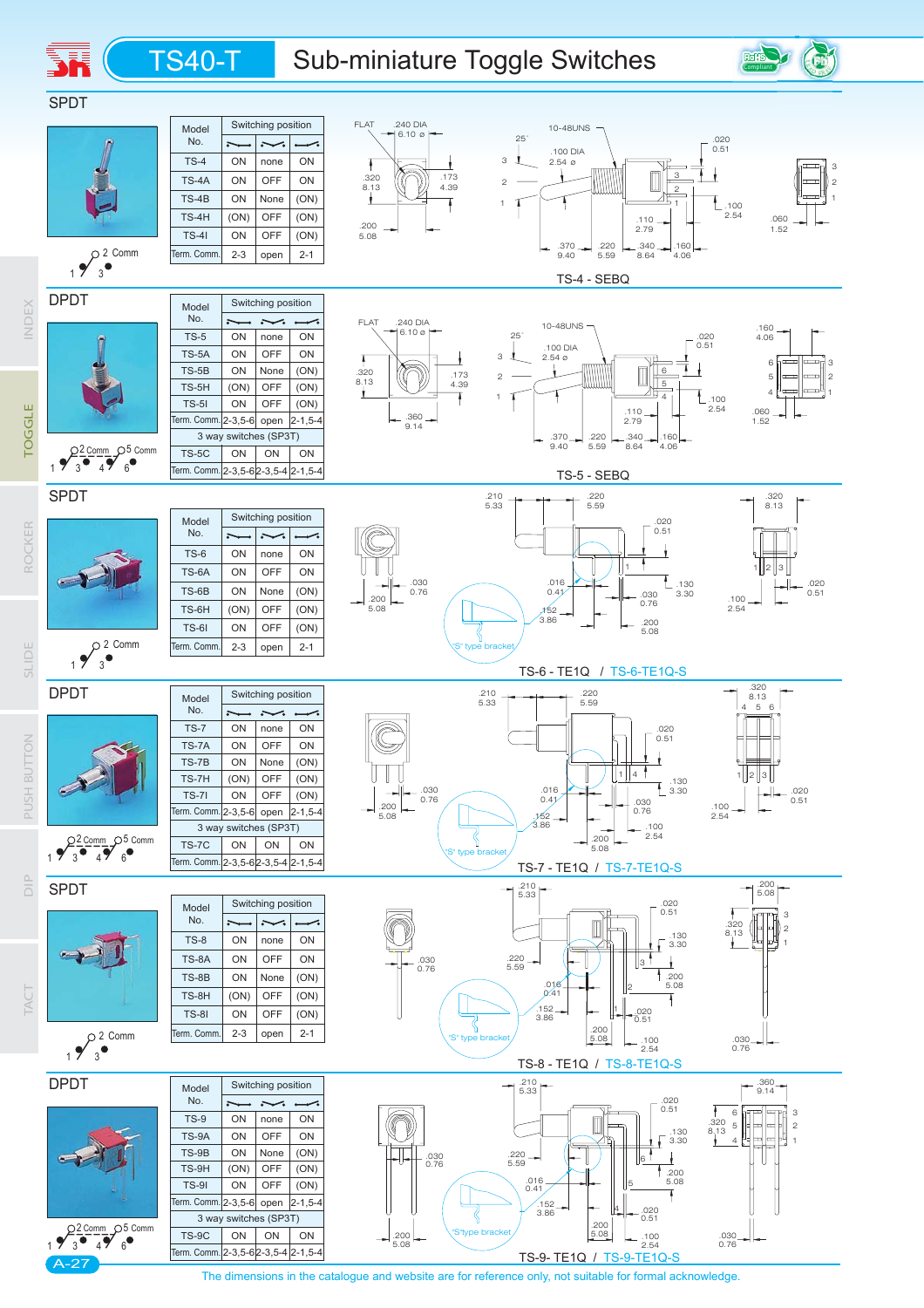# TS40-T Sub-miniature Toggle Switches

## SPDT

| Model No. | Switching position | | |
|---|---|---|---|
| TS-4 | ON | none | ON |
| TS-4A | ON | OFF | ON |
| TS-4B | ON | None | (ON) |
| TS-4H | (ON) | OFF | (ON) |
| TS-4I | ON | OFF | (ON) |
| Term. Comm. | 2-3 | open | 2-1 |

TS-4 - SEBQ

## DPDT

| Model No. | Switching position | | |
|---|---|---|---|
| TS-5 | ON | none | ON |
| TS-5A | ON | OFF | ON |
| TS-5B | ON | None | (ON) |
| TS-5H | (ON) | OFF | (ON) |
| TS-5I | ON | OFF | (ON) |
| Term. Comm. | 2-3,5-6 | open | 2-1,5-4 |
| 3 way switches (SP3T) | | | |
| TS-5C | ON | ON | ON |
| Term. Comm. | 2-3,5-6 | 2-3,5-4 | 2-1,5-4 |

TS-5 - SEBQ

## SPDT

| Model No. | Switching position | | |
|---|---|---|---|
| TS-6 | ON | none | ON |
| TS-6A | ON | OFF | ON |
| TS-6B | ON | None | (ON) |
| TS-6H | (ON) | OFF | (ON) |
| TS-6I | ON | OFF | (ON) |
| Term. Comm. | 2-3 | open | 2-1 |

TS-6 - TE1Q / TS-6-TE1Q-S

## DPDT

| Model No. | Switching position | | |
|---|---|---|---|
| TS-7 | ON | none | ON |
| TS-7A | ON | OFF | ON |
| TS-7B | ON | None | (ON) |
| TS-7H | (ON) | OFF | (ON) |
| TS-7I | ON | OFF | (ON) |
| Term. Comm. | 2-3,5-6 | open | 2-1,5-4 |
| 3 way switches (SP3T) | | | |
| TS-7C | ON | ON | ON |
| Term. Comm. | 2-3,5-6 | 2-3,5-4 | 2-1,5-4 |

TS-7 - TE1Q / TS-7-TE1Q-S

## SPDT

| Model No. | Switching position | | |
|---|---|---|---|
| TS-8 | ON | none | ON |
| TS-8A | ON | OFF | ON |
| TS-8B | ON | None | (ON) |
| TS-8H | (ON) | OFF | (ON) |
| TS-8I | ON | OFF | (ON) |
| Term. Comm. | 2-3 | open | 2-1 |

TS-8 - TE1Q / TS-8-TE1Q-S

## DPDT

| Model No. | Switching position | | |
|---|---|---|---|
| TS-9 | ON | none | ON |
| TS-9A | ON | OFF | ON |
| TS-9B | ON | None | (ON) |
| TS-9H | (ON) | OFF | (ON) |
| TS-9I | ON | OFF | (ON) |
| Term. Comm. | 2-3,5-6 | open | 2-1,5-4 |
| 3 way switches (SP3T) | | | |
| TS-9C | ON | ON | ON |
| Term. Comm. | 2-3,5-6 | 2-3,5-4 | 2-1,5-4 |

TS-9- TE1Q / TS-9-TE1Q-S

The dimensions in the catalogue and website are for reference only, not suitable for formal acknowledge.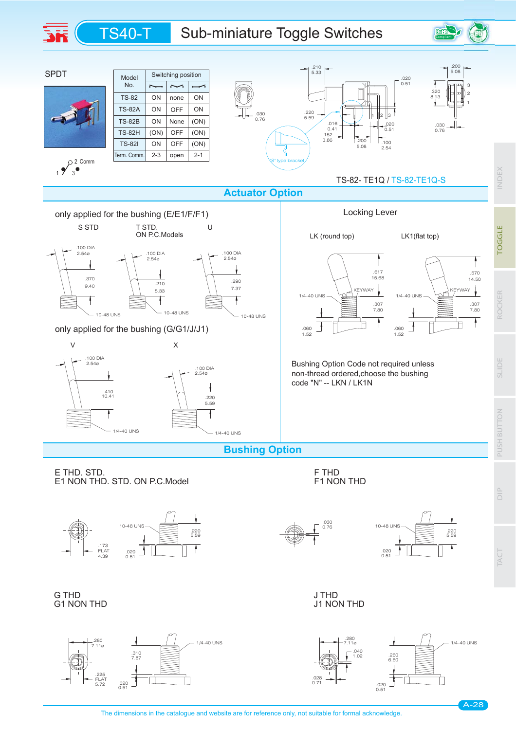# TS40-T Sub-miniature Toggle Switches

SPDT

| Model No. | Switching position | | |
|---|---|---|---|
| TS-82 | ON | none | ON |
| TS-82A | ON | OFF | ON |
| TS-82B | ON | None | (ON) |
| TS-82H | (ON) | OFF | (ON) |
| TS-82I | ON | OFF | (ON) |
| Term. Comm. | 2-3 | open | 2-1 |

2 Comm
1 3

.210 5.33 · .020 0.51 · .200 5.08 · .030 0.76 · .220 5.59 · .016 0.41 · .152 3.86 · .200 5.08 · .100 2.54 · .020 0.51 · .320 8.13 · .030 0.76

"S" type bracket

TS-82- TE1Q / TS-82-TE1Q-S

## Actuator Option

only applied for the bushing (E/E1/F/F1)

S STD — .100 DIA 2.54ø · .370 9.40 · 10-48 UNS

T STD. ON P.C.Models — .100 DIA 2.54ø · .210 5.33 · 10-48 UNS

U — .100 DIA 2.54ø · .290 7.37 · 10-48 UNS

only applied for the bushing (G/G1/J/J1)

V — .100 DIA 2.54ø · .410 10.41 · 1/4-40 UNS

X — .100 DIA 2.54ø · .220 5.59 · 1/4-40 UNS

Locking Lever

LK (round top) — .617 15.68 · KEYWAY · 1/4-40 UNS · .307 7.80 · .060 1.52

LK1(flat top) — .570 14.50 · KEYWAY · 1/4-40 UNS · .307 7.80 · .060 1.52

Bushing Option Code not required unless non-thread ordered,choose the bushing code "N" -- LKN / LK1N

## Bushing Option

E THD. STD.
E1 NON THD. STD. ON P.C.Model

.173 FLAT 4.39 · 10-48 UNS · .220 5.59 · .020 0.51

F THD
F1 NON THD

.030 0.76 · 10-48 UNS · .220 5.59 · .020 0.51

G THD
G1 NON THD

.280 7.11ø · .225 FLAT 5.72 · .310 7.87 · 1/4-40 UNS · .020 0.51

J THD
J1 NON THD

.280 7.11ø · .040 1.02 · .028 0.71 · .260 6.60 · 1/4-40 UNS · .020 0.51

The dimensions in the catalogue and website are for reference only, not suitable for formal acknowledgement.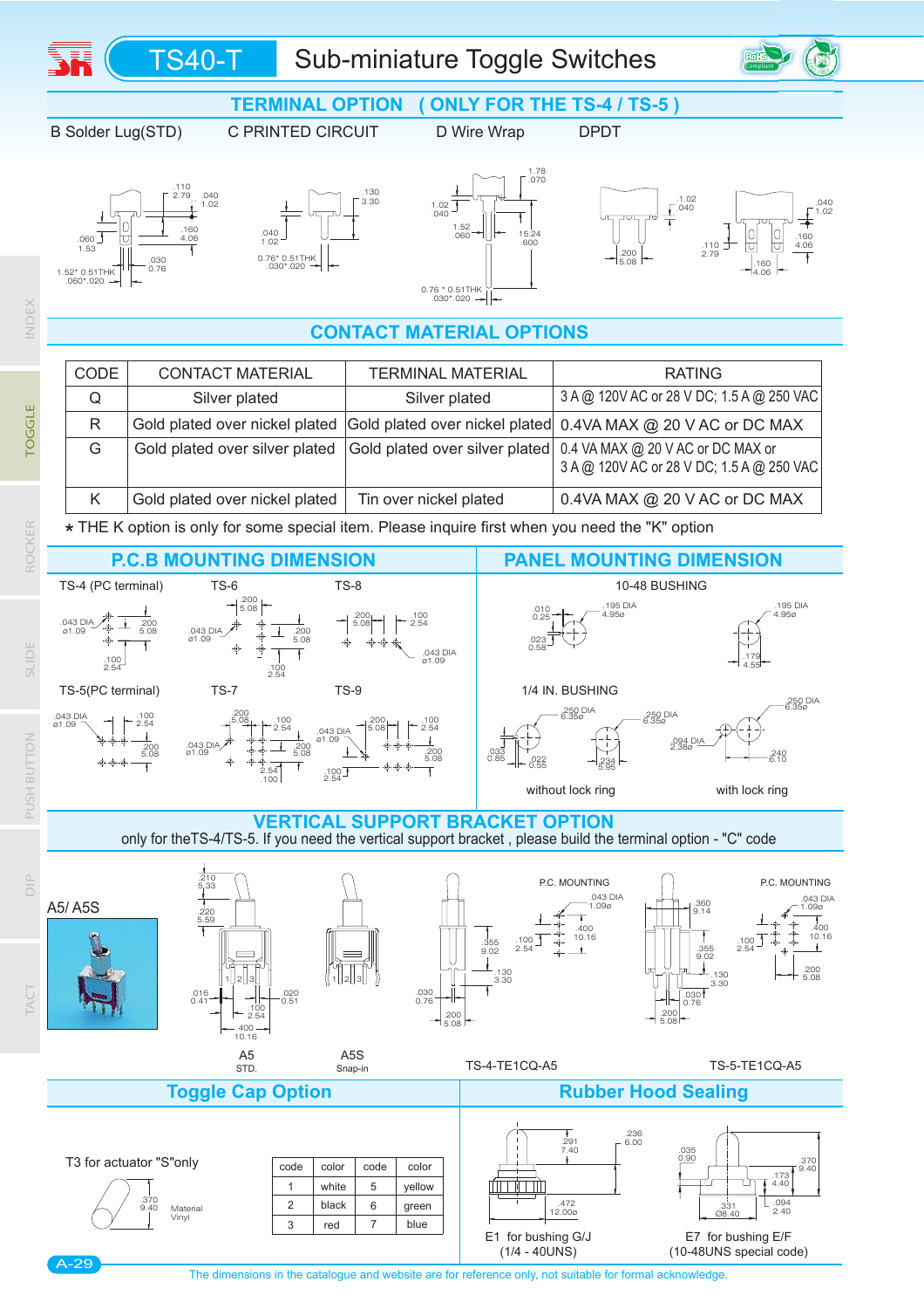# TS40-T Sub-miniature Toggle Switches

## TERMINAL OPTION ( ONLY FOR THE TS-4 / TS-5 )

B Solder Lug(STD) C PRINTED CIRCUIT D Wire Wrap DPDT

.110
2.79
.040
1.02
.160
4.06
.060
1.53
.030
0.76
1.52* 0.51THK
.060*.020

.130
3.30
.040
1.02
0.76* 0.51THK
.030*.020

1.78
.070
1.02
.040
1.52
.060
15.24
.600
0.76 * 0.51THK
.030*.020

1.02
.040
.200
5.08

.040
1.02
.110
2.79
.160
4.06
.160
4.06

## CONTACT MATERIAL OPTIONS

| CODE | CONTACT MATERIAL | TERMINAL MATERIAL | RATING |
|---|---|---|---|
| Q | Silver plated | Silver plated | 3 A @ 120V AC or 28 V DC; 1.5 A @ 250 VAC |
| R | Gold plated over nickel plated | Gold plated over nickel plated | 0.4VA MAX @ 20 V AC or DC MAX |
| G | Gold plated over silver plated | Gold plated over silver plated | 0.4 VA MAX @ 20 V AC or DC MAX or 3 A @ 120V AC or 28 V DC; 1.5 A @ 250 VAC |
| K | Gold plated over nickel plated | Tin over nickel plated | 0.4VA MAX @ 20 V AC or DC MAX |

* THE K option is only for some special item. Please inquire first when you need the "K" option

## P.C.B MOUNTING DIMENSION

TS-4 (PC terminal)
.043 DIA
ø1.09
.200
5.08
.100
2.54

TS-6
.200
5.08
.043 DIA
ø1.09
.200
5.08
.100
2.54

TS-8
.200
5.08
.100
2.54
.043 DIA
ø1.09

TS-5(PC terminal)
.043 DIA
ø1.09
.100
2.54
.200
5.08

TS-7
.200
5.08
.100
2.54
.043 DIA
ø1.09
.200
5.08
2.54
.100

TS-9
.043 DIA
ø1.09
.200
5.08
.100
2.54
.200
5.08
.100
2.54

## PANEL MOUNTING DIMENSION

10-48 BUSHING
.010
0.25
.195 DIA
4.95ø
.023
0.58
.195 DIA
4.95ø
.179
4.55

1/4 IN. BUSHING
.250 DIA
6.35ø
.033
0.85
.022
0.55
.250 DIA
6.35ø
.234
5.95
.094 DIA
2.38ø
.250 DIA
6.35ø
.240
6.10

without lock ring with lock ring

## VERTICAL SUPPORT BRACKET OPTION

only for theTS-4/TS-5. If you need the vertical support bracket , please build the terminal option - "C" code

A5/ A5S

.210
5.33
.220
5.59
.016
0.41
.020
0.51
.100
2.54
.400
10.16

A5
STD.

A5S
Snap-in

.355
9.02
.130
3.30
.030
0.76
.200
5.08

P.C. MOUNTING
.043 DIA
1.09ø
.100
2.54
.400
10.16

TS-4-TE1CQ-A5

.360
9.14
.355
9.02
.130
3.30
.030
0.76
.200
5.08

P.C. MOUNTING
.043 DIA
1.09ø
.100
2.54
.400
10.16
.200
5.08

TS-5-TE1CQ-A5

## Toggle Cap Option

T3 for actuator "S"only

.370
9.40
Material
Vinyl

| code | color | code | color |
|---|---|---|---|
| 1 | white | 5 | yellow |
| 2 | black | 6 | green |
| 3 | red | 7 | blue |

## Rubber Hood Sealing

.291
7.40
.236
6.00
.472
12.00ø

E1 for bushing G/J
(1/4 - 40UNS)

.035
0.90
.370
9.40
.173
4.40
.331
Ø8.40
.094
2.40

E7 for bushing E/F
(10-48UNS special code)

The dimensions in the catalogue and website are for reference only, not suitable for formal acknowledge.